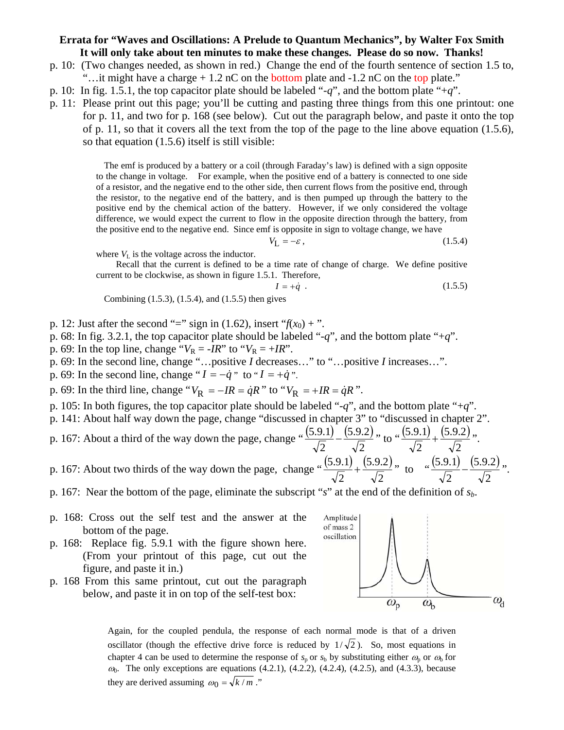**Errata for "Waves and Oscillations: A Prelude to Quantum Mechanics", by Walter Fox Smith**
**It will only take about ten minutes to make these changes. Please do so now. Thanks!**

p. 10: (Two changes needed, as shown in red.) Change the end of the fourth sentence of section 1.5 to, "…it might have a charge + 1.2 nC on the bottom plate and -1.2 nC on the top plate."

p. 10: In fig. 1.5.1, the top capacitor plate should be labeled "$-q$", and the bottom plate "$+q$".

p. 11: Please print out this page; you'll be cutting and pasting three things from this one printout: one for p. 11, and two for p. 168 (see below). Cut out the paragraph below, and paste it onto the top of p. 11, so that it covers all the text from the top of the page to the line above equation (1.5.6), so that equation (1.5.6) itself is still visible:

> The emf is produced by a battery or a coil (through Faraday's law) is defined with a sign opposite to the change in voltage. For example, when the positive end of a battery is connected to one side of a resistor, and the negative end to the other side, then current flows from the positive end, through the resistor, to the negative end of the battery, and is then pumped up through the battery to the positive end by the chemical action of the battery. However, if we only considered the voltage difference, we would expect the current to flow in the opposite direction through the battery, from the positive end to the negative end. Since emf is opposite in sign to voltage change, we have
>
> $$V_L = -\varepsilon\,, \qquad (1.5.4)$$
>
> where $V_L$ is the voltage across the inductor.
>
> Recall that the current is defined to be a time rate of change of charge. We define positive current to be clockwise, as shown in figure 1.5.1. Therefore,
>
> $$I = +\dot{q}\ . \qquad (1.5.5)$$
>
> Combining (1.5.3), (1.5.4), and (1.5.5) then gives

p. 12: Just after the second "=" sign in (1.62), insert "$f(x_0)$ + ".

p. 68: In fig. 3.2.1, the top capacitor plate should be labeled "$-q$", and the bottom plate "$+q$".

p. 69: In the top line, change "$V_R = -IR$" to "$V_R = +IR$".

p. 69: In the second line, change "…positive $I$ decreases…" to "…positive $I$ increases…".

p. 69: In the second line, change "$I = -\dot{q}$" to "$I = +\dot{q}$".

p. 69: In the third line, change "$V_R = -IR = \dot{q}R$" to "$V_R = +IR = \dot{q}R$".

p. 105: In both figures, the top capacitor plate should be labeled "$-q$", and the bottom plate "$+q$".

p. 141: About half way down the page, change "discussed in chapter 3" to "discussed in chapter 2".

p. 167: About a third of the way down the page, change "$\frac{(5.9.1)}{\sqrt{2}} - \frac{(5.9.2)}{\sqrt{2}}$" to "$\frac{(5.9.1)}{\sqrt{2}} + \frac{(5.9.2)}{\sqrt{2}}$".

p. 167: About two thirds of the way down the page, change "$\frac{(5.9.1)}{\sqrt{2}} + \frac{(5.9.2)}{\sqrt{2}}$" to "$\frac{(5.9.1)}{\sqrt{2}} - \frac{(5.9.2)}{\sqrt{2}}$".

p. 167: Near the bottom of the page, eliminate the subscript "$s$" at the end of the definition of $s_b$.

p. 168: Cross out the self test and the answer at the bottom of the page.

p. 168: Replace fig. 5.9.1 with the figure shown here. (From your printout of this page, cut out the figure, and paste it in.)

p. 168 From this same printout, cut out the paragraph below, and paste it in on top of the self-test box:

> Again, for the coupled pendula, the response of each normal mode is that of a driven oscillator (though the effective drive force is reduced by $1/\sqrt{2}$). So, most equations in chapter 4 can be used to determine the response of $s_p$ or $s_b$ by substituting either $\omega_p$ or $\omega_b$ for $\omega_0$. The only exceptions are equations (4.2.1), (4.2.2), (4.2.4), (4.2.5), and (4.3.3), because they are derived assuming $\omega_0 = \sqrt{k/m}$."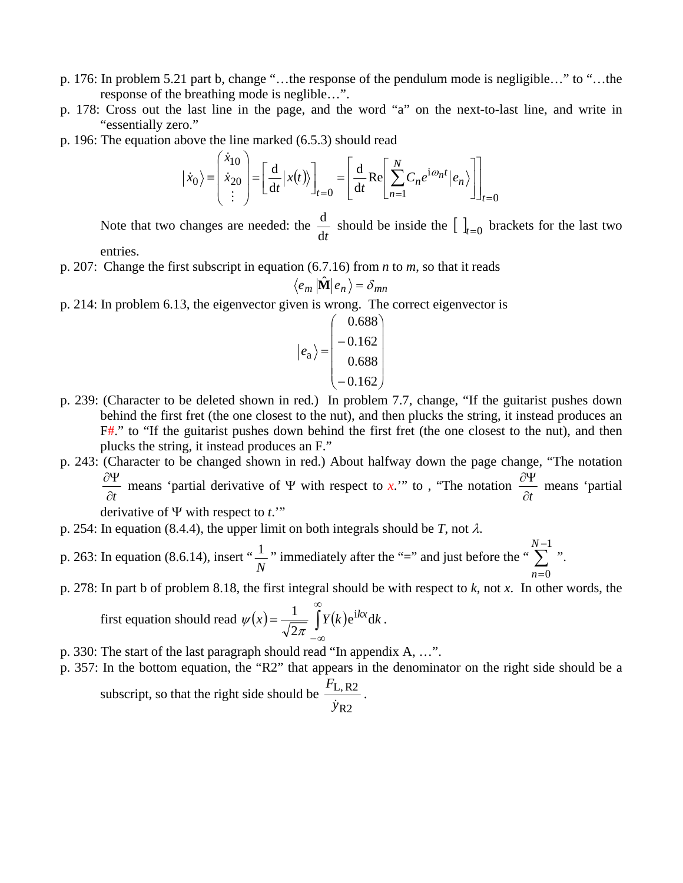p. 176: In problem 5.21 part b, change "…the response of the pendulum mode is negligible…" to "…the response of the breathing mode is neglible…".

p. 178: Cross out the last line in the page, and the word "a" on the next-to-last line, and write in "essentially zero."

p. 196: The equation above the line marked (6.5.3) should read

$$\left|\dot{x}_0\right\rangle \equiv \begin{pmatrix} \dot{x}_{10} \\ \dot{x}_{20} \\ \vdots \end{pmatrix} = \left[\frac{\mathrm{d}}{\mathrm{d}t}\left|x(t)\right\rangle\right]_{t=0} = \left[\frac{\mathrm{d}}{\mathrm{d}t}\mathrm{Re}\left[\sum_{n=1}^{N} C_n e^{\mathrm{i}\omega_n t}\left|e_n\right\rangle\right]\right]_{t=0}$$

Note that two changes are needed: the $\frac{\mathrm{d}}{\mathrm{d}t}$ should be inside the $[\ ]_{t=0}$ brackets for the last two entries.

p. 207: Change the first subscript in equation (6.7.16) from *n* to *m*, so that it reads

$$\left\langle e_m \middle| \hat{\mathbf{M}} \middle| e_n \right\rangle = \delta_{mn}$$

p. 214: In problem 6.13, the eigenvector given is wrong. The correct eigenvector is

$$\left|e_{\mathrm{a}}\right\rangle = \begin{pmatrix} 0.688 \\ -0.162 \\ 0.688 \\ -0.162 \end{pmatrix}$$

p. 239: (Character to be deleted shown in red.) In problem 7.7, change, "If the guitarist pushes down behind the first fret (the one closest to the nut), and then plucks the string, it instead produces an F#." to "If the guitarist pushes down behind the first fret (the one closest to the nut), and then plucks the string, it instead produces an F."

p. 243: (Character to be changed shown in red.) About halfway down the page change, "The notation $\frac{\partial \Psi}{\partial t}$ means 'partial derivative of Ψ with respect to *x*.'" to , "The notation $\frac{\partial \Psi}{\partial t}$ means 'partial derivative of Ψ with respect to *t*.'"

p. 254: In equation (8.4.4), the upper limit on both integrals should be *T*, not *λ*.

p. 263: In equation (8.6.14), insert "$\frac{1}{N}$" immediately after the "=" and just before the "$\sum_{n=0}^{N-1}$".

p. 278: In part b of problem 8.18, the first integral should be with respect to *k*, not *x*. In other words, the first equation should read $\psi(x) = \frac{1}{\sqrt{2\pi}} \int_{-\infty}^{\infty} Y(k) \mathrm{e}^{\mathrm{i}kx} \mathrm{d}k$.

p. 330: The start of the last paragraph should read "In appendix A, …".

p. 357: In the bottom equation, the "R2" that appears in the denominator on the right side should be a subscript, so that the right side should be $\frac{F_{\mathrm{L,\,R2}}}{\dot{y}_{\mathrm{R2}}}$.